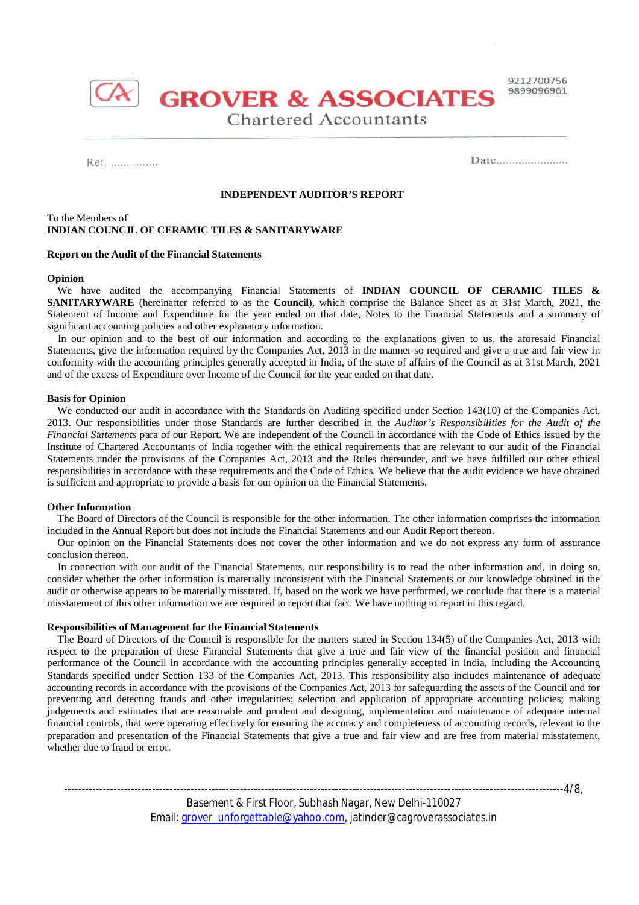# GROVER & ASSOCIATES

Chartered Accountants

9212700756
9899096961

Ref. ...............

Date.......................

## INDEPENDENT AUDITOR'S REPORT

To the Members of
**INDIAN COUNCIL OF CERAMIC TILES & SANITARYWARE**

### Report on the Audit of the Financial Statements

**Opinion**

We have audited the accompanying Financial Statements of **INDIAN COUNCIL OF CERAMIC TILES & SANITARYWARE** (hereinafter referred to as the **Council**), which comprise the Balance Sheet as at 31st March, 2021, the Statement of Income and Expenditure for the year ended on that date, Notes to the Financial Statements and a summary of significant accounting policies and other explanatory information.

In our opinion and to the best of our information and according to the explanations given to us, the aforesaid Financial Statements, give the information required by the Companies Act, 2013 in the manner so required and give a true and fair view in conformity with the accounting principles generally accepted in India, of the state of affairs of the Council as at 31st March, 2021 and of the excess of Expenditure over Income of the Council for the year ended on that date.

**Basis for Opinion**

We conducted our audit in accordance with the Standards on Auditing specified under Section 143(10) of the Companies Act, 2013. Our responsibilities under those Standards are further described in the *Auditor's Responsibilities for the Audit of the Financial Statements* para of our Report. We are independent of the Council in accordance with the Code of Ethics issued by the Institute of Chartered Accountants of India together with the ethical requirements that are relevant to our audit of the Financial Statements under the provisions of the Companies Act, 2013 and the Rules thereunder, and we have fulfilled our other ethical responsibilities in accordance with these requirements and the Code of Ethics. We believe that the audit evidence we have obtained is sufficient and appropriate to provide a basis for our opinion on the Financial Statements.

**Other Information**

The Board of Directors of the Council is responsible for the other information. The other information comprises the information included in the Annual Report but does not include the Financial Statements and our Audit Report thereon.

Our opinion on the Financial Statements does not cover the other information and we do not express any form of assurance conclusion thereon.

In connection with our audit of the Financial Statements, our responsibility is to read the other information and, in doing so, consider whether the other information is materially inconsistent with the Financial Statements or our knowledge obtained in the audit or otherwise appears to be materially misstated. If, based on the work we have performed, we conclude that there is a material misstatement of this other information we are required to report that fact. We have nothing to report in this regard.

**Responsibilities of Management for the Financial Statements**

The Board of Directors of the Council is responsible for the matters stated in Section 134(5) of the Companies Act, 2013 with respect to the preparation of these Financial Statements that give a true and fair view of the financial position and financial performance of the Council in accordance with the accounting principles generally accepted in India, including the Accounting Standards specified under Section 133 of the Companies Act, 2013. This responsibility also includes maintenance of adequate accounting records in accordance with the provisions of the Companies Act, 2013 for safeguarding the assets of the Council and for preventing and detecting frauds and other irregularities; selection and application of appropriate accounting policies; making judgements and estimates that are reasonable and prudent and designing, implementation and maintenance of adequate internal financial controls, that were operating effectively for ensuring the accuracy and completeness of accounting records, relevant to the preparation and presentation of the Financial Statements that give a true and fair view and are free from material misstatement, whether due to fraud or error.

Basement & First Floor, Subhash Nagar, New Delhi-110027
Email: grover_unforgettable@yahoo.com, jatinder@cagroverassociates.in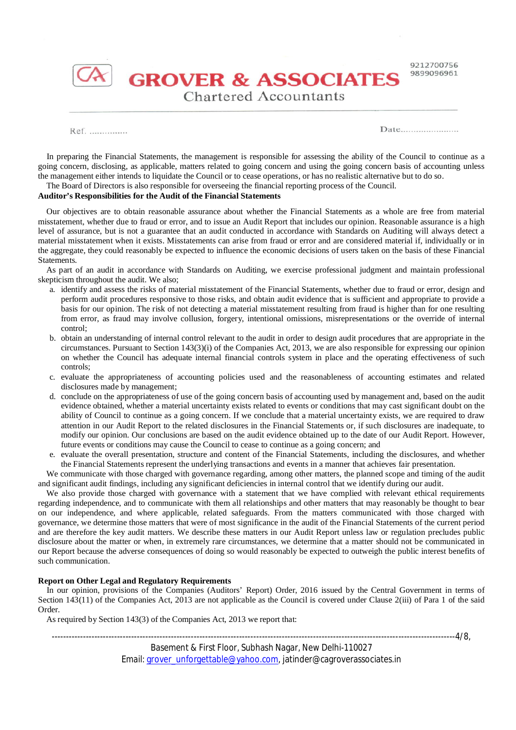In preparing the Financial Statements, the management is responsible for assessing the ability of the Council to continue as a going concern, disclosing, as applicable, matters related to going concern and using the going concern basis of accounting unless the management either intends to liquidate the Council or to cease operations, or has no realistic alternative but to do so.

The Board of Directors is also responsible for overseeing the financial reporting process of the Council.

**Auditor's Responsibilities for the Audit of the Financial Statements**

Our objectives are to obtain reasonable assurance about whether the Financial Statements as a whole are free from material misstatement, whether due to fraud or error, and to issue an Audit Report that includes our opinion. Reasonable assurance is a high level of assurance, but is not a guarantee that an audit conducted in accordance with Standards on Auditing will always detect a material misstatement when it exists. Misstatements can arise from fraud or error and are considered material if, individually or in the aggregate, they could reasonably be expected to influence the economic decisions of users taken on the basis of these Financial Statements.

As part of an audit in accordance with Standards on Auditing, we exercise professional judgment and maintain professional skepticism throughout the audit. We also;

a. identify and assess the risks of material misstatement of the Financial Statements, whether due to fraud or error, design and perform audit procedures responsive to those risks, and obtain audit evidence that is sufficient and appropriate to provide a basis for our opinion. The risk of not detecting a material misstatement resulting from fraud is higher than for one resulting from error, as fraud may involve collusion, forgery, intentional omissions, misrepresentations or the override of internal control;
b. obtain an understanding of internal control relevant to the audit in order to design audit procedures that are appropriate in the circumstances. Pursuant to Section 143(3)(i) of the Companies Act, 2013, we are also responsible for expressing our opinion on whether the Council has adequate internal financial controls system in place and the operating effectiveness of such controls;
c. evaluate the appropriateness of accounting policies used and the reasonableness of accounting estimates and related disclosures made by management;
d. conclude on the appropriateness of use of the going concern basis of accounting used by management and, based on the audit evidence obtained, whether a material uncertainty exists related to events or conditions that may cast significant doubt on the ability of Council to continue as a going concern. If we conclude that a material uncertainty exists, we are required to draw attention in our Audit Report to the related disclosures in the Financial Statements or, if such disclosures are inadequate, to modify our opinion. Our conclusions are based on the audit evidence obtained up to the date of our Audit Report. However, future events or conditions may cause the Council to cease to continue as a going concern; and
e. evaluate the overall presentation, structure and content of the Financial Statements, including the disclosures, and whether the Financial Statements represent the underlying transactions and events in a manner that achieves fair presentation.

We communicate with those charged with governance regarding, among other matters, the planned scope and timing of the audit and significant audit findings, including any significant deficiencies in internal control that we identify during our audit.

We also provide those charged with governance with a statement that we have complied with relevant ethical requirements regarding independence, and to communicate with them all relationships and other matters that may reasonably be thought to bear on our independence, and where applicable, related safeguards. From the matters communicated with those charged with governance, we determine those matters that were of most significance in the audit of the Financial Statements of the current period and are therefore the key audit matters. We describe these matters in our Audit Report unless law or regulation precludes public disclosure about the matter or when, in extremely rare circumstances, we determine that a matter should not be communicated in our Report because the adverse consequences of doing so would reasonably be expected to outweigh the public interest benefits of such communication.

**Report on Other Legal and Regulatory Requirements**

In our opinion, provisions of the Companies (Auditors' Report) Order, 2016 issued by the Central Government in terms of Section 143(11) of the Companies Act, 2013 are not applicable as the Council is covered under Clause 2(iii) of Para 1 of the said Order.

As required by Section 143(3) of the Companies Act, 2013 we report that: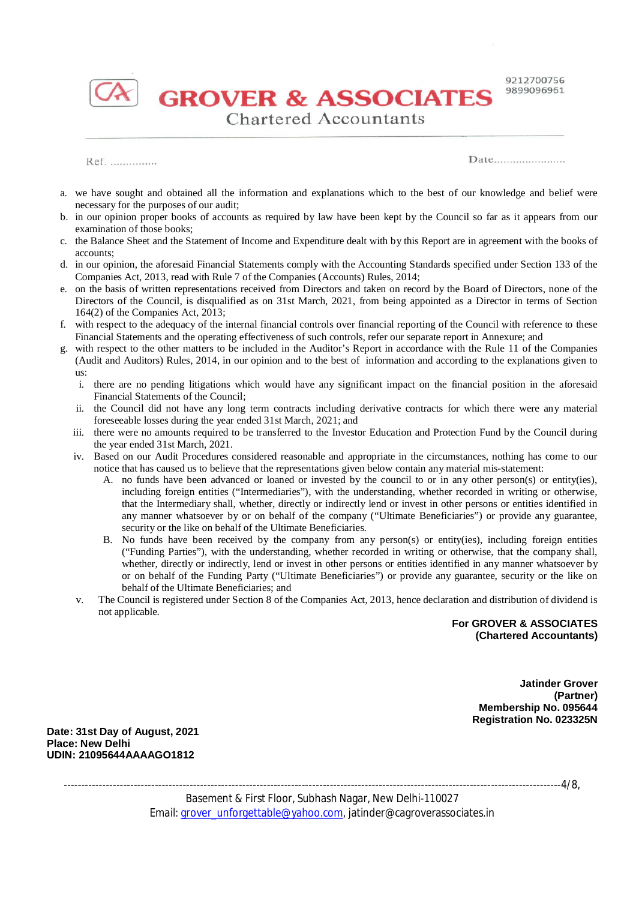a. we have sought and obtained all the information and explanations which to the best of our knowledge and belief were necessary for the purposes of our audit;
b. in our opinion proper books of accounts as required by law have been kept by the Council so far as it appears from our examination of those books;
c. the Balance Sheet and the Statement of Income and Expenditure dealt with by this Report are in agreement with the books of accounts;
d. in our opinion, the aforesaid Financial Statements comply with the Accounting Standards specified under Section 133 of the Companies Act, 2013, read with Rule 7 of the Companies (Accounts) Rules, 2014;
e. on the basis of written representations received from Directors and taken on record by the Board of Directors, none of the Directors of the Council, is disqualified as on 31st March, 2021, from being appointed as a Director in terms of Section 164(2) of the Companies Act, 2013;
f. with respect to the adequacy of the internal financial controls over financial reporting of the Council with reference to these Financial Statements and the operating effectiveness of such controls, refer our separate report in Annexure; and
g. with respect to the other matters to be included in the Auditor's Report in accordance with the Rule 11 of the Companies (Audit and Auditors) Rules, 2014, in our opinion and to the best of information and according to the explanations given to us:
   i. there are no pending litigations which would have any significant impact on the financial position in the aforesaid Financial Statements of the Council;
   ii. the Council did not have any long term contracts including derivative contracts for which there were any material foreseeable losses during the year ended 31st March, 2021; and
   iii. there were no amounts required to be transferred to the Investor Education and Protection Fund by the Council during the year ended 31st March, 2021.
   iv. Based on our Audit Procedures considered reasonable and appropriate in the circumstances, nothing has come to our notice that has caused us to believe that the representations given below contain any material mis-statement:
      A. no funds have been advanced or loaned or invested by the council to or in any other person(s) or entity(ies), including foreign entities ("Intermediaries"), with the understanding, whether recorded in writing or otherwise, that the Intermediary shall, whether, directly or indirectly lend or invest in other persons or entities identified in any manner whatsoever by or on behalf of the company ("Ultimate Beneficiaries") or provide any guarantee, security or the like on behalf of the Ultimate Beneficiaries.
      B. No funds have been received by the company from any person(s) or entity(ies), including foreign entities ("Funding Parties"), with the understanding, whether recorded in writing or otherwise, that the company shall, whether, directly or indirectly, lend or invest in other persons or entities identified in any manner whatsoever by or on behalf of the Funding Party ("Ultimate Beneficiaries") or provide any guarantee, security or the like on behalf of the Ultimate Beneficiaries; and
   v. The Council is registered under Section 8 of the Companies Act, 2013, hence declaration and distribution of dividend is not applicable.

**For GROVER & ASSOCIATES**
**(Chartered Accountants)**

**Jatinder Grover**
**(Partner)**
**Membership No. 095644**
**Registration No. 023325N**

**Date: 31st Day of August, 2021**
**Place: New Delhi**
**UDIN: 21095644AAAAGO1812**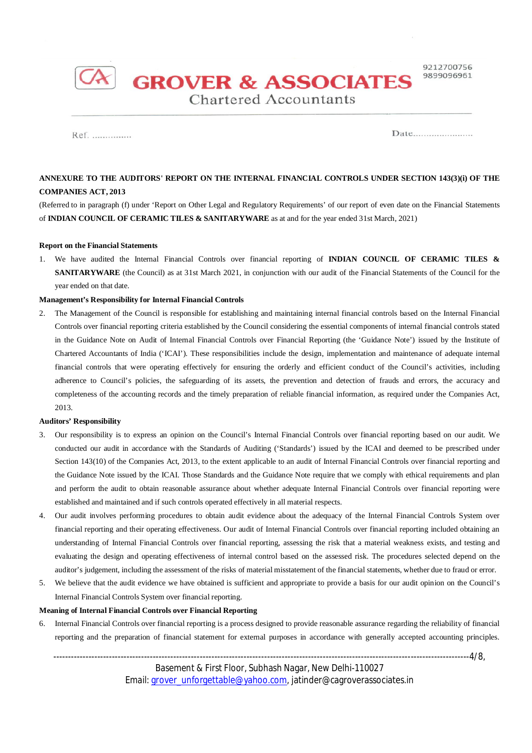# GROVER & ASSOCIATES

Chartered Accountants

9212700756
9899096961

Ref. ...............

Date......................

**ANNEXURE TO THE AUDITORS' REPORT ON THE INTERNAL FINANCIAL CONTROLS UNDER SECTION 143(3)(i) OF THE COMPANIES ACT, 2013**

(Referred to in paragraph (f) under 'Report on Other Legal and Regulatory Requirements' of our report of even date on the Financial Statements of **INDIAN COUNCIL OF CERAMIC TILES & SANITARYWARE** as at and for the year ended 31st March, 2021)

**Report on the Financial Statements**

1. We have audited the Internal Financial Controls over financial reporting of **INDIAN COUNCIL OF CERAMIC TILES & SANITARYWARE** (the Council) as at 31st March 2021, in conjunction with our audit of the Financial Statements of the Council for the year ended on that date.

**Management's Responsibility for Internal Financial Controls**

2. The Management of the Council is responsible for establishing and maintaining internal financial controls based on the Internal Financial Controls over financial reporting criteria established by the Council considering the essential components of internal financial controls stated in the Guidance Note on Audit of Internal Financial Controls over Financial Reporting (the 'Guidance Note') issued by the Institute of Chartered Accountants of India ('ICAI'). These responsibilities include the design, implementation and maintenance of adequate internal financial controls that were operating effectively for ensuring the orderly and efficient conduct of the Council's activities, including adherence to Council's policies, the safeguarding of its assets, the prevention and detection of frauds and errors, the accuracy and completeness of the accounting records and the timely preparation of reliable financial information, as required under the Companies Act, 2013.

**Auditors' Responsibility**

3. Our responsibility is to express an opinion on the Council's Internal Financial Controls over financial reporting based on our audit. We conducted our audit in accordance with the Standards of Auditing ('Standards') issued by the ICAI and deemed to be prescribed under Section 143(10) of the Companies Act, 2013, to the extent applicable to an audit of Internal Financial Controls over financial reporting and the Guidance Note issued by the ICAI. Those Standards and the Guidance Note require that we comply with ethical requirements and plan and perform the audit to obtain reasonable assurance about whether adequate Internal Financial Controls over financial reporting were established and maintained and if such controls operated effectively in all material respects.
4. Our audit involves performing procedures to obtain audit evidence about the adequacy of the Internal Financial Controls System over financial reporting and their operating effectiveness. Our audit of Internal Financial Controls over financial reporting included obtaining an understanding of Internal Financial Controls over financial reporting, assessing the risk that a material weakness exists, and testing and evaluating the design and operating effectiveness of internal control based on the assessed risk. The procedures selected depend on the auditor's judgement, including the assessment of the risks of material misstatement of the financial statements, whether due to fraud or error.
5. We believe that the audit evidence we have obtained is sufficient and appropriate to provide a basis for our audit opinion on the Council's Internal Financial Controls System over financial reporting.

**Meaning of Internal Financial Controls over Financial Reporting**

6. Internal Financial Controls over financial reporting is a process designed to provide reasonable assurance regarding the reliability of financial reporting and the preparation of financial statement for external purposes in accordance with generally accepted accounting principles.

Basement & First Floor, Subhash Nagar, New Delhi-110027
Email: grover_unforgettable@yahoo.com, jatinder@cagroverassociates.in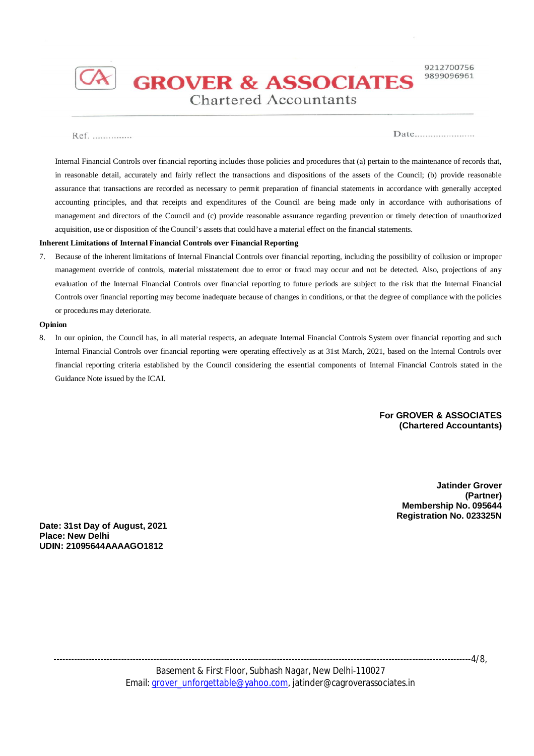Internal Financial Controls over financial reporting includes those policies and procedures that (a) pertain to the maintenance of records that, in reasonable detail, accurately and fairly reflect the transactions and dispositions of the assets of the Council; (b) provide reasonable assurance that transactions are recorded as necessary to permit preparation of financial statements in accordance with generally accepted accounting principles, and that receipts and expenditures of the Council are being made only in accordance with authorisations of management and directors of the Council and (c) provide reasonable assurance regarding prevention or timely detection of unauthorized acquisition, use or disposition of the Council's assets that could have a material effect on the financial statements.

**Inherent Limitations of Internal Financial Controls over Financial Reporting**

7. Because of the inherent limitations of Internal Financial Controls over financial reporting, including the possibility of collusion or improper management override of controls, material misstatement due to error or fraud may occur and not be detected. Also, projections of any evaluation of the Internal Financial Controls over financial reporting to future periods are subject to the risk that the Internal Financial Controls over financial reporting may become inadequate because of changes in conditions, or that the degree of compliance with the policies or procedures may deteriorate.

**Opinion**

8. In our opinion, the Council has, in all material respects, an adequate Internal Financial Controls System over financial reporting and such Internal Financial Controls over financial reporting were operating effectively as at 31st March, 2021, based on the Internal Controls over financial reporting criteria established by the Council considering the essential components of Internal Financial Controls stated in the Guidance Note issued by the ICAI.

**For GROVER & ASSOCIATES**
**(Chartered Accountants)**

**Jatinder Grover**
**(Partner)**
**Membership No. 095644**
**Registration No. 023325N**

**Date: 31st Day of August, 2021**
**Place: New Delhi**
**UDIN: 21095644AAAAGO1812**